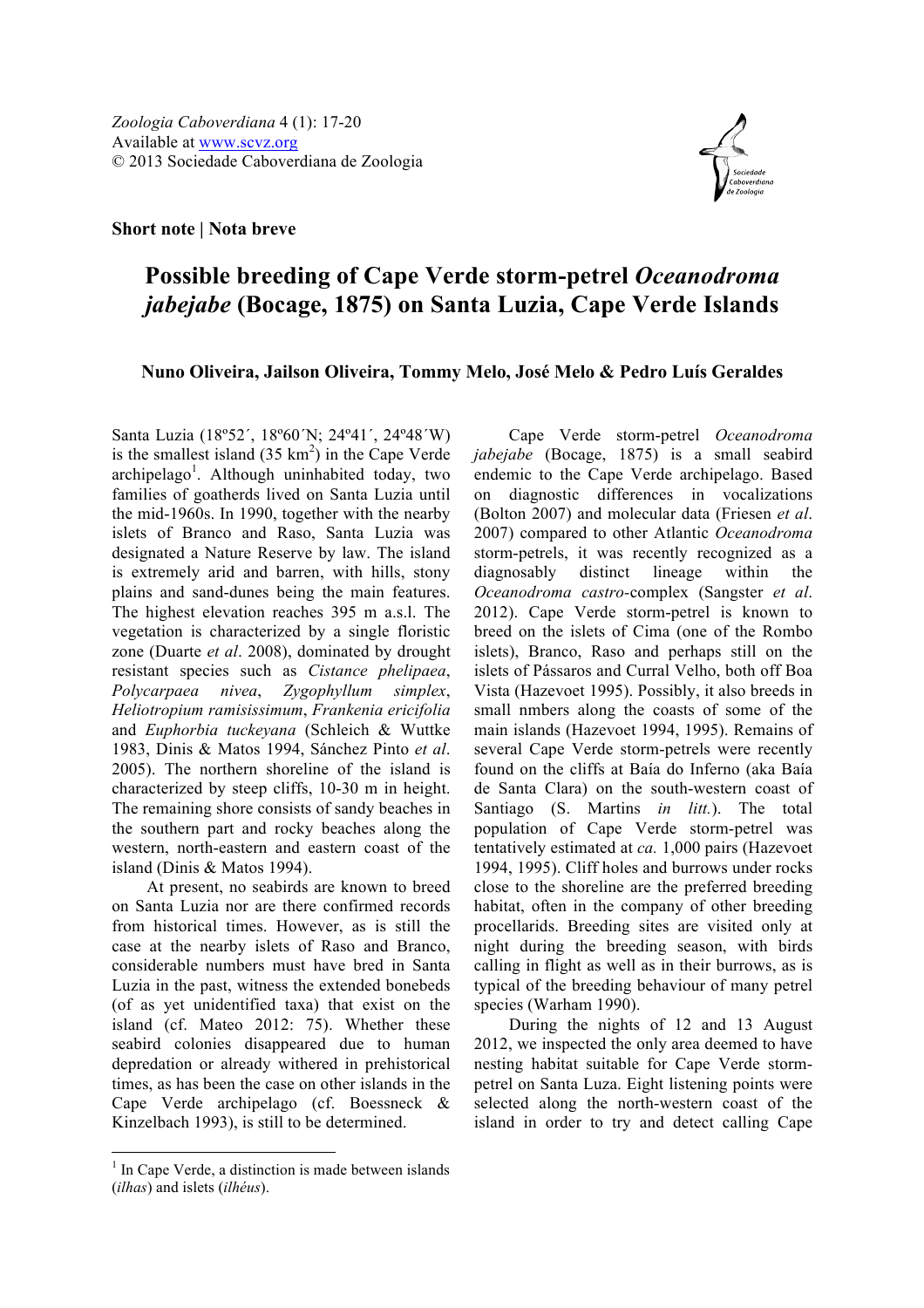*Zoologia Caboverdiana* 4 (1): 17-20
Available at www.scvz.org
© 2013 Sociedade Caboverdiana de Zoologia

**Short note | Nota breve**

# Possible breeding of Cape Verde storm-petrel *Oceanodroma jabejabe* (Bocage, 1875) on Santa Luzia, Cape Verde Islands

**Nuno Oliveira, Jailson Oliveira, Tommy Melo, José Melo & Pedro Luís Geraldes**

Santa Luzia (18º52´, 18º60´N; 24º41´, 24º48´W) is the smallest island (35 km$^2$) in the Cape Verde archipelago[1]. Although uninhabited today, two families of goatherds lived on Santa Luzia until the mid-1960s. In 1990, together with the nearby islets of Branco and Raso, Santa Luzia was designated a Nature Reserve by law. The island is extremely arid and barren, with hills, stony plains and sand-dunes being the main features. The highest elevation reaches 395 m a.s.l. The vegetation is characterized by a single floristic zone (Duarte *et al*. 2008), dominated by drought resistant species such as *Cistance phelipaea*, *Polycarpaea nivea*, *Zygophyllum simplex*, *Heliotropium ramisissimum*, *Frankenia ericifolia* and *Euphorbia tuckeyana* (Schleich & Wuttke 1983, Dinis & Matos 1994, Sánchez Pinto *et al*. 2005). The northern shoreline of the island is characterized by steep cliffs, 10-30 m in height. The remaining shore consists of sandy beaches in the southern part and rocky beaches along the western, north-eastern and eastern coast of the island (Dinis & Matos 1994).

At present, no seabirds are known to breed on Santa Luzia nor are there confirmed records from historical times. However, as is still the case at the nearby islets of Raso and Branco, considerable numbers must have bred in Santa Luzia in the past, witness the extended bonebeds (of as yet unidentified taxa) that exist on the island (cf. Mateo 2012: 75). Whether these seabird colonies disappeared due to human depredation or already withered in prehistorical times, as has been the case on other islands in the Cape Verde archipelago (cf. Boessneck & Kinzelbach 1993), is still to be determined.

Cape Verde storm-petrel *Oceanodroma jabejabe* (Bocage, 1875) is a small seabird endemic to the Cape Verde archipelago. Based on diagnostic differences in vocalizations (Bolton 2007) and molecular data (Friesen *et al*. 2007) compared to other Atlantic *Oceanodroma* storm-petrels, it was recently recognized as a diagnosably distinct lineage within the *Oceanodroma castro*-complex (Sangster *et al*. 2012). Cape Verde storm-petrel is known to breed on the islets of Cima (one of the Rombo islets), Branco, Raso and perhaps still on the islets of Pássaros and Curral Velho, both off Boa Vista (Hazevoet 1995). Possibly, it also breeds in small nmbers along the coasts of some of the main islands (Hazevoet 1994, 1995). Remains of several Cape Verde storm-petrels were recently found on the cliffs at Baía do Inferno (aka Baía de Santa Clara) on the south-western coast of Santiago (S. Martins *in litt.*). The total population of Cape Verde storm-petrel was tentatively estimated at *ca.* 1,000 pairs (Hazevoet 1994, 1995). Cliff holes and burrows under rocks close to the shoreline are the preferred breeding habitat, often in the company of other breeding procellarids. Breeding sites are visited only at night during the breeding season, with birds calling in flight as well as in their burrows, as is typical of the breeding behaviour of many petrel species (Warham 1990).

During the nights of 12 and 13 August 2012, we inspected the only area deemed to have nesting habitat suitable for Cape Verde storm-petrel on Santa Luza. Eight listening points were selected along the north-western coast of the island in order to try and detect calling Cape

[1] In Cape Verde, a distinction is made between islands (*ilhas*) and islets (*ilhéus*).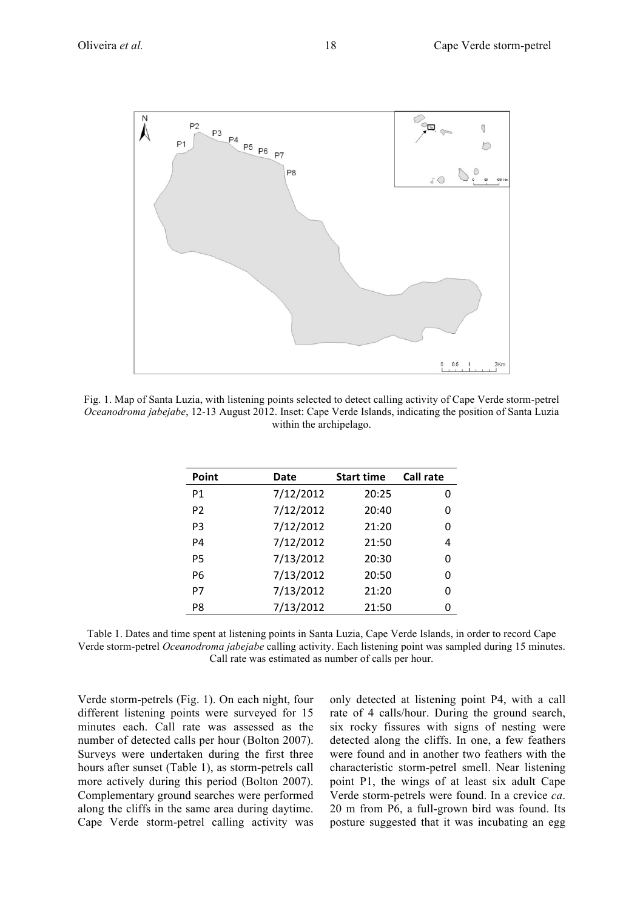Fig. 1. Map of Santa Luzia, with listening points selected to detect calling activity of Cape Verde storm-petrel *Oceanodroma jabejabe*, 12-13 August 2012. Inset: Cape Verde Islands, indicating the position of Santa Luzia within the archipelago.

| Point | Date | Start time | Call rate |
|---|---|---|---|
| P1 | 7/12/2012 | 20:25 | 0 |
| P2 | 7/12/2012 | 20:40 | 0 |
| P3 | 7/12/2012 | 21:20 | 0 |
| P4 | 7/12/2012 | 21:50 | 4 |
| P5 | 7/13/2012 | 20:30 | 0 |
| P6 | 7/13/2012 | 20:50 | 0 |
| P7 | 7/13/2012 | 21:20 | 0 |
| P8 | 7/13/2012 | 21:50 | 0 |

Table 1. Dates and time spent at listening points in Santa Luzia, Cape Verde Islands, in order to record Cape Verde storm-petrel *Oceanodroma jabejabe* calling activity. Each listening point was sampled during 15 minutes. Call rate was estimated as number of calls per hour.

Verde storm-petrels (Fig. 1). On each night, four different listening points were surveyed for 15 minutes each. Call rate was assessed as the number of detected calls per hour (Bolton 2007). Surveys were undertaken during the first three hours after sunset (Table 1), as storm-petrels call more actively during this period (Bolton 2007). Complementary ground searches were performed along the cliffs in the same area during daytime. Cape Verde storm-petrel calling activity was only detected at listening point P4, with a call rate of 4 calls/hour. During the ground search, six rocky fissures with signs of nesting were detected along the cliffs. In one, a few feathers were found and in another two feathers with the characteristic storm-petrel smell. Near listening point P1, the wings of at least six adult Cape Verde storm-petrels were found. In a crevice *ca*. 20 m from P6, a full-grown bird was found. Its posture suggested that it was incubating an egg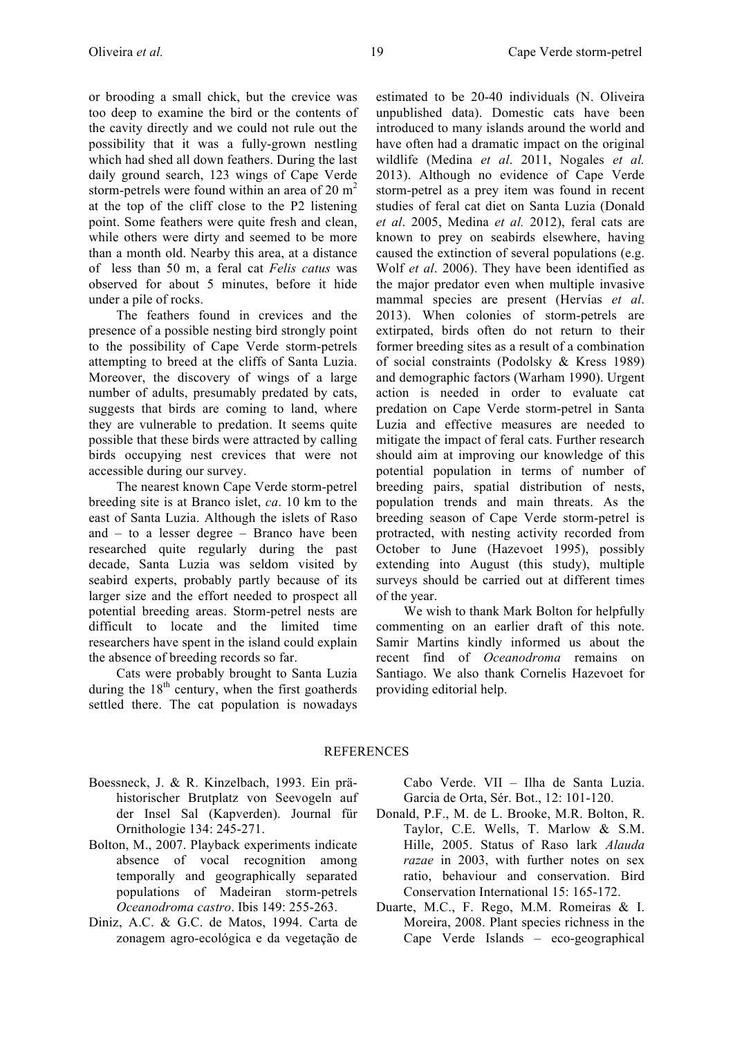or brooding a small chick, but the crevice was too deep to examine the bird or the contents of the cavity directly and we could not rule out the possibility that it was a fully-grown nestling which had shed all down feathers. During the last daily ground search, 123 wings of Cape Verde storm-petrels were found within an area of 20 $m^2$ at the top of the cliff close to the P2 listening point. Some feathers were quite fresh and clean, while others were dirty and seemed to be more than a month old. Nearby this area, at a distance of less than 50 m, a feral cat *Felis catus* was observed for about 5 minutes, before it hide under a pile of rocks.

The feathers found in crevices and the presence of a possible nesting bird strongly point to the possibility of Cape Verde storm-petrels attempting to breed at the cliffs of Santa Luzia. Moreover, the discovery of wings of a large number of adults, presumably predated by cats, suggests that birds are coming to land, where they are vulnerable to predation. It seems quite possible that these birds were attracted by calling birds occupying nest crevices that were not accessible during our survey.

The nearest known Cape Verde storm-petrel breeding site is at Branco islet, *ca*. 10 km to the east of Santa Luzia. Although the islets of Raso and – to a lesser degree – Branco have been researched quite regularly during the past decade, Santa Luzia was seldom visited by seabird experts, probably partly because of its larger size and the effort needed to prospect all potential breeding areas. Storm-petrel nests are difficult to locate and the limited time researchers have spent in the island could explain the absence of breeding records so far.

Cats were probably brought to Santa Luzia during the 18th century, when the first goatherds settled there. The cat population is nowadays estimated to be 20-40 individuals (N. Oliveira unpublished data). Domestic cats have been introduced to many islands around the world and have often had a dramatic impact on the original wildlife (Medina *et al*. 2011, Nogales *et al.* 2013). Although no evidence of Cape Verde storm-petrel as a prey item was found in recent studies of feral cat diet on Santa Luzia (Donald *et al*. 2005, Medina *et al.* 2012), feral cats are known to prey on seabirds elsewhere, having caused the extinction of several populations (e.g. Wolf *et al*. 2006). They have been identified as the major predator even when multiple invasive mammal species are present (Hervías *et al*. 2013). When colonies of storm-petrels are extirpated, birds often do not return to their former breeding sites as a result of a combination of social constraints (Podolsky & Kress 1989) and demographic factors (Warham 1990). Urgent action is needed in order to evaluate cat predation on Cape Verde storm-petrel in Santa Luzia and effective measures are needed to mitigate the impact of feral cats. Further research should aim at improving our knowledge of this potential population in terms of number of breeding pairs, spatial distribution of nests, population trends and main threats. As the breeding season of Cape Verde storm-petrel is protracted, with nesting activity recorded from October to June (Hazevoet 1995), possibly extending into August (this study), multiple surveys should be carried out at different times of the year.

We wish to thank Mark Bolton for helpfully commenting on an earlier draft of this note. Samir Martins kindly informed us about the recent find of *Oceanodroma* remains on Santiago. We also thank Cornelis Hazevoet for providing editorial help.

## REFERENCES

Boessneck, J. & R. Kinzelbach, 1993. Ein prähistorischer Brutplatz von Seevogeln auf der Insel Sal (Kapverden). Journal für Ornithologie 134: 245-271.

Bolton, M., 2007. Playback experiments indicate absence of vocal recognition among temporally and geographically separated populations of Madeiran storm-petrels *Oceanodroma castro*. Ibis 149: 255-263.

Diniz, A.C. & G.C. de Matos, 1994. Carta de zonagem agro-ecológica e da vegetação de Cabo Verde. VII – Ilha de Santa Luzia. Garcia de Orta, Sér. Bot., 12: 101-120.

Donald, P.F., M. de L. Brooke, M.R. Bolton, R. Taylor, C.E. Wells, T. Marlow & S.M. Hille, 2005. Status of Raso lark *Alauda razae* in 2003, with further notes on sex ratio, behaviour and conservation. Bird Conservation International 15: 165-172.

Duarte, M.C., F. Rego, M.M. Romeiras & I. Moreira, 2008. Plant species richness in the Cape Verde Islands – eco-geographical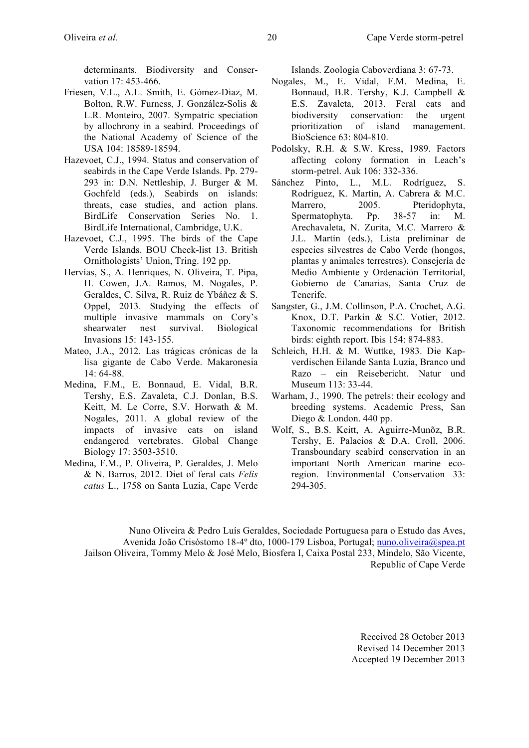determinants. Biodiversity and Conservation 17: 453-466.

Friesen, V.L., A.L. Smith, E. Gómez-Diaz, M. Bolton, R.W. Furness, J. González-Solis & L.R. Monteiro, 2007. Sympatric speciation by allochrony in a seabird. Proceedings of the National Academy of Science of the USA 104: 18589-18594.

Hazevoet, C.J., 1994. Status and conservation of seabirds in the Cape Verde Islands. Pp. 279-293 in: D.N. Nettleship, J. Burger & M. Gochfeld (eds.), Seabirds on islands: threats, case studies, and action plans. BirdLife Conservation Series No. 1. BirdLife International, Cambridge, U.K.

Hazevoet, C.J., 1995. The birds of the Cape Verde Islands. BOU Check-list 13. British Ornithologists' Union, Tring. 192 pp.

Hervías, S., A. Henriques, N. Oliveira, T. Pipa, H. Cowen, J.A. Ramos, M. Nogales, P. Geraldes, C. Silva, R. Ruiz de Ybáñez & S. Oppel, 2013. Studying the effects of multiple invasive mammals on Cory's shearwater nest survival. Biological Invasions 15: 143-155.

Mateo, J.A., 2012. Las trágicas crónicas de la lisa gigante de Cabo Verde. Makaronesia 14: 64-88.

Medina, F.M., E. Bonnaud, E. Vidal, B.R. Tershy, E.S. Zavaleta, C.J. Donlan, B.S. Keitt, M. Le Corre, S.V. Horwath & M. Nogales, 2011. A global review of the impacts of invasive cats on island endangered vertebrates. Global Change Biology 17: 3503-3510.

Medina, F.M., P. Oliveira, P. Geraldes, J. Melo & N. Barros, 2012. Diet of feral cats *Felis catus* L., 1758 on Santa Luzia, Cape Verde Islands. Zoologia Caboverdiana 3: 67-73.

Nogales, M., E. Vidal, F.M. Medina, E. Bonnaud, B.R. Tershy, K.J. Campbell & E.S. Zavaleta, 2013. Feral cats and biodiversity conservation: the urgent prioritization of island management. BioScience 63: 804-810.

Podolsky, R.H. & S.W. Kress, 1989. Factors affecting colony formation in Leach's storm-petrel. Auk 106: 332-336.

Sánchez Pinto, L., M.L. Rodríguez, S. Rodríguez, K. Martín, A. Cabrera & M.C. Marrero, 2005. Pteridophyta, Spermatophyta. Pp. 38-57 in: M. Arechavaleta, N. Zurita, M.C. Marrero & J.L. Martín (eds.), Lista preliminar de especies silvestres de Cabo Verde (hongos, plantas y animales terrestres). Consejería de Medio Ambiente y Ordenación Territorial, Gobierno de Canarias, Santa Cruz de Tenerife.

Sangster, G., J.M. Collinson, P.A. Crochet, A.G. Knox, D.T. Parkin & S.C. Votier, 2012. Taxonomic recommendations for British birds: eighth report. Ibis 154: 874-883.

Schleich, H.H. & M. Wuttke, 1983. Die Kapverdischen Eilande Santa Luzia, Branco und Razo – ein Reisebericht. Natur und Museum 113: 33-44.

Warham, J., 1990. The petrels: their ecology and breeding systems. Academic Press, San Diego & London. 440 pp.

Wolf, S., B.S. Keitt, A. Aguirre-Munõz, B.R. Tershy, E. Palacios & D.A. Croll, 2006. Transboundary seabird conservation in an important North American marine ecoregion. Environmental Conservation 33: 294-305.

Nuno Oliveira & Pedro Luís Geraldes, Sociedade Portuguesa para o Estudo das Aves, Avenida João Crisóstomo 18-4º dto, 1000-179 Lisboa, Portugal; nuno.oliveira@spea.pt

Jailson Oliveira, Tommy Melo & José Melo, Biosfera I, Caixa Postal 233, Mindelo, São Vicente, Republic of Cape Verde

Received 28 October 2013
Revised 14 December 2013
Accepted 19 December 2013